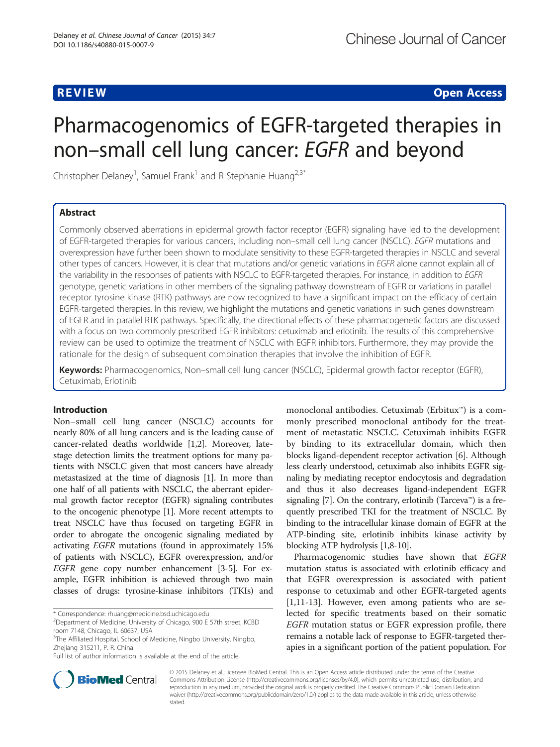**REVIEW** **Open Access**

# Pharmacogenomics of EGFR-targeted therapies in non–small cell lung cancer: *EGFR* and beyond

Christopher Delaney[1], Samuel Frank[1] and R Stephanie Huang[2,3*]

## Abstract

Commonly observed aberrations in epidermal growth factor receptor (EGFR) signaling have led to the development of EGFR-targeted therapies for various cancers, including non–small cell lung cancer (NSCLC). *EGFR* mutations and overexpression have further been shown to modulate sensitivity to these EGFR-targeted therapies in NSCLC and several other types of cancers. However, it is clear that mutations and/or genetic variations in *EGFR* alone cannot explain all of the variability in the responses of patients with NSCLC to EGFR-targeted therapies. For instance, in addition to *EGFR* genotype, genetic variations in other members of the signaling pathway downstream of EGFR or variations in parallel receptor tyrosine kinase (RTK) pathways are now recognized to have a significant impact on the efficacy of certain EGFR-targeted therapies. In this review, we highlight the mutations and genetic variations in such genes downstream of EGFR and in parallel RTK pathways. Specifically, the directional effects of these pharmacogenetic factors are discussed with a focus on two commonly prescribed EGFR inhibitors: cetuximab and erlotinib. The results of this comprehensive review can be used to optimize the treatment of NSCLC with EGFR inhibitors. Furthermore, they may provide the rationale for the design of subsequent combination therapies that involve the inhibition of EGFR.

**Keywords:** Pharmacogenomics, Non–small cell lung cancer (NSCLC), Epidermal growth factor receptor (EGFR), Cetuximab, Erlotinib

## Introduction

Non–small cell lung cancer (NSCLC) accounts for nearly 80% of all lung cancers and is the leading cause of cancer-related deaths worldwide [1,2]. Moreover, late-stage detection limits the treatment options for many patients with NSCLC given that most cancers have already metastasized at the time of diagnosis [1]. In more than one half of all patients with NSCLC, the aberrant epidermal growth factor receptor (EGFR) signaling contributes to the oncogenic phenotype [1]. More recent attempts to treat NSCLC have thus focused on targeting EGFR in order to abrogate the oncogenic signaling mediated by activating *EGFR* mutations (found in approximately 15% of patients with NSCLC), EGFR overexpression, and/or *EGFR* gene copy number enhancement [3-5]. For example, EGFR inhibition is achieved through two main classes of drugs: tyrosine-kinase inhibitors (TKIs) and monoclonal antibodies. Cetuximab (Erbitux™) is a commonly prescribed monoclonal antibody for the treatment of metastatic NSCLC. Cetuximab inhibits EGFR by binding to its extracellular domain, which then blocks ligand-dependent receptor activation [6]. Although less clearly understood, cetuximab also inhibits EGFR signaling by mediating receptor endocytosis and degradation and thus it also decreases ligand-independent EGFR signaling [7]. On the contrary, erlotinib (Tarceva™) is a frequently prescribed TKI for the treatment of NSCLC. By binding to the intracellular kinase domain of EGFR at the ATP-binding site, erlotinib inhibits kinase activity by blocking ATP hydrolysis [1,8-10].

Pharmacogenomic studies have shown that *EGFR* mutation status is associated with erlotinib efficacy and that EGFR overexpression is associated with patient response to cetuximab and other EGFR-targeted agents [1,11-13]. However, even among patients who are selected for specific treatments based on their somatic *EGFR* mutation status or EGFR expression profile, there remains a notable lack of response to EGFR-targeted therapies in a significant portion of the patient population. For

\* Correspondence: rhuang@medicine.bsd.uchicago.edu
[2]Department of Medicine, University of Chicago, 900 E 57th street, KCBD room 7148, Chicago, IL 60637, USA
[3]The Affiliated Hospital, School of Medicine, Ningbo University, Ningbo, Zhejiang 315211, P. R. China
Full list of author information is available at the end of the article

© 2015 Delaney et al.; licensee BioMed Central. This is an Open Access article distributed under the terms of the Creative Commons Attribution License (http://creativecommons.org/licenses/by/4.0), which permits unrestricted use, distribution, and reproduction in any medium, provided the original work is properly credited. The Creative Commons Public Domain Dedication waiver (http://creativecommons.org/publicdomain/zero/1.0/) applies to the data made available in this article, unless otherwise stated.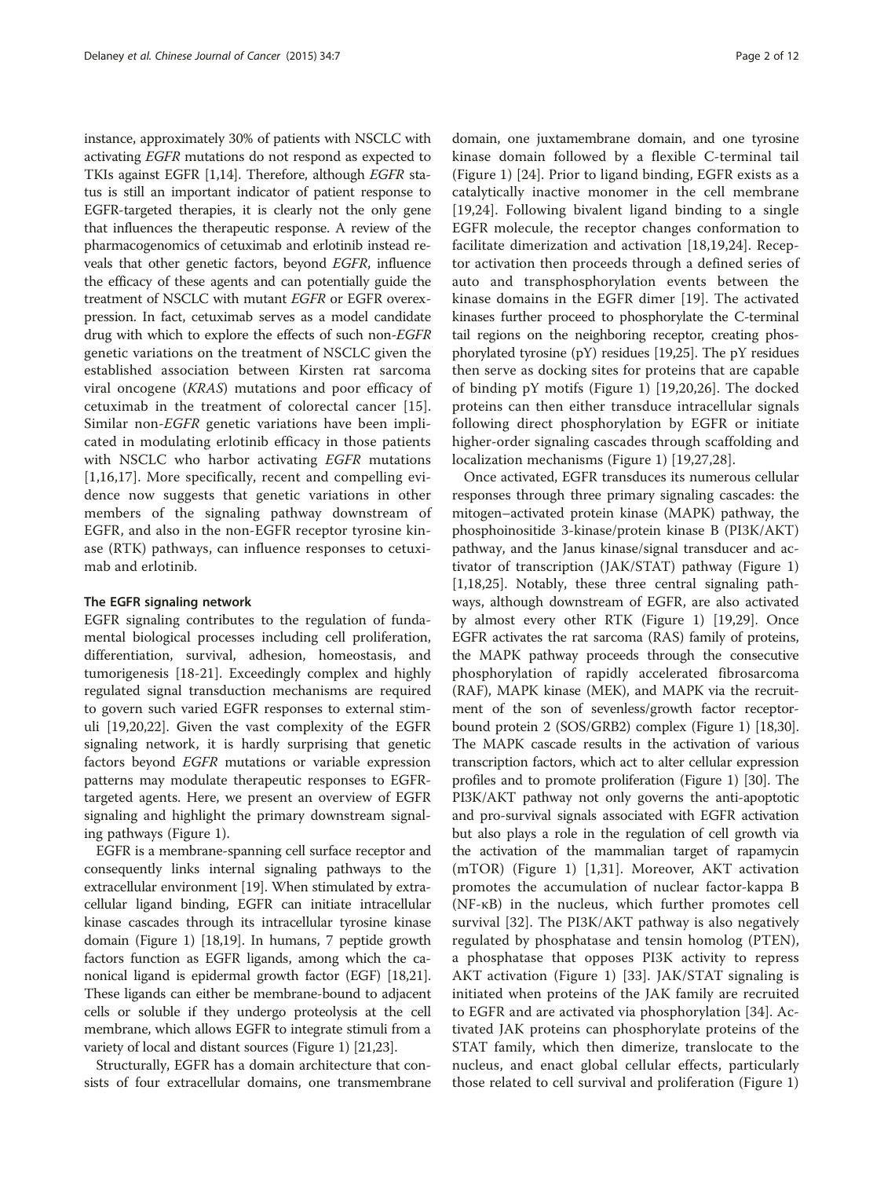instance, approximately 30% of patients with NSCLC with activating *EGFR* mutations do not respond as expected to TKIs against EGFR [1,14]. Therefore, although *EGFR* status is still an important indicator of patient response to EGFR-targeted therapies, it is clearly not the only gene that influences the therapeutic response. A review of the pharmacogenomics of cetuximab and erlotinib instead reveals that other genetic factors, beyond *EGFR*, influence the efficacy of these agents and can potentially guide the treatment of NSCLC with mutant *EGFR* or EGFR overexpression. In fact, cetuximab serves as a model candidate drug with which to explore the effects of such non-*EGFR* genetic variations on the treatment of NSCLC given the established association between Kirsten rat sarcoma viral oncogene (*KRAS*) mutations and poor efficacy of cetuximab in the treatment of colorectal cancer [15]. Similar non-*EGFR* genetic variations have been implicated in modulating erlotinib efficacy in those patients with NSCLC who harbor activating *EGFR* mutations [1,16,17]. More specifically, recent and compelling evidence now suggests that genetic variations in other members of the signaling pathway downstream of EGFR, and also in the non-EGFR receptor tyrosine kinase (RTK) pathways, can influence responses to cetuximab and erlotinib.

## The EGFR signaling network

EGFR signaling contributes to the regulation of fundamental biological processes including cell proliferation, differentiation, survival, adhesion, homeostasis, and tumorigenesis [18-21]. Exceedingly complex and highly regulated signal transduction mechanisms are required to govern such varied EGFR responses to external stimuli [19,20,22]. Given the vast complexity of the EGFR signaling network, it is hardly surprising that genetic factors beyond *EGFR* mutations or variable expression patterns may modulate therapeutic responses to EGFR-targeted agents. Here, we present an overview of EGFR signaling and highlight the primary downstream signaling pathways (Figure 1).

EGFR is a membrane-spanning cell surface receptor and consequently links internal signaling pathways to the extracellular environment [19]. When stimulated by extracellular ligand binding, EGFR can initiate intracellular kinase cascades through its intracellular tyrosine kinase domain (Figure 1) [18,19]. In humans, 7 peptide growth factors function as EGFR ligands, among which the canonical ligand is epidermal growth factor (EGF) [18,21]. These ligands can either be membrane-bound to adjacent cells or soluble if they undergo proteolysis at the cell membrane, which allows EGFR to integrate stimuli from a variety of local and distant sources (Figure 1) [21,23].

Structurally, EGFR has a domain architecture that consists of four extracellular domains, one transmembrane domain, one juxtamembrane domain, and one tyrosine kinase domain followed by a flexible C-terminal tail (Figure 1) [24]. Prior to ligand binding, EGFR exists as a catalytically inactive monomer in the cell membrane [19,24]. Following bivalent ligand binding to a single EGFR molecule, the receptor changes conformation to facilitate dimerization and activation [18,19,24]. Receptor activation then proceeds through a defined series of auto and transphosphorylation events between the kinase domains in the EGFR dimer [19]. The activated kinases further proceed to phosphorylate the C-terminal tail regions on the neighboring receptor, creating phosphorylated tyrosine (pY) residues [19,25]. The pY residues then serve as docking sites for proteins that are capable of binding pY motifs (Figure 1) [19,20,26]. The docked proteins can then either transduce intracellular signals following direct phosphorylation by EGFR or initiate higher-order signaling cascades through scaffolding and localization mechanisms (Figure 1) [19,27,28].

Once activated, EGFR transduces its numerous cellular responses through three primary signaling cascades: the mitogen–activated protein kinase (MAPK) pathway, the phosphoinositide 3-kinase/protein kinase B (PI3K/AKT) pathway, and the Janus kinase/signal transducer and activator of transcription (JAK/STAT) pathway (Figure 1) [1,18,25]. Notably, these three central signaling pathways, although downstream of EGFR, are also activated by almost every other RTK (Figure 1) [19,29]. Once EGFR activates the rat sarcoma (RAS) family of proteins, the MAPK pathway proceeds through the consecutive phosphorylation of rapidly accelerated fibrosarcoma (RAF), MAPK kinase (MEK), and MAPK via the recruitment of the son of sevenless/growth factor receptor-bound protein 2 (SOS/GRB2) complex (Figure 1) [18,30]. The MAPK cascade results in the activation of various transcription factors, which act to alter cellular expression profiles and to promote proliferation (Figure 1) [30]. The PI3K/AKT pathway not only governs the anti-apoptotic and pro-survival signals associated with EGFR activation but also plays a role in the regulation of cell growth via the activation of the mammalian target of rapamycin (mTOR) (Figure 1) [1,31]. Moreover, AKT activation promotes the accumulation of nuclear factor-kappa B (NF-κB) in the nucleus, which further promotes cell survival [32]. The PI3K/AKT pathway is also negatively regulated by phosphatase and tensin homolog (PTEN), a phosphatase that opposes PI3K activity to repress AKT activation (Figure 1) [33]. JAK/STAT signaling is initiated when proteins of the JAK family are recruited to EGFR and are activated via phosphorylation [34]. Activated JAK proteins can phosphorylate proteins of the STAT family, which then dimerize, translocate to the nucleus, and enact global cellular effects, particularly those related to cell survival and proliferation (Figure 1)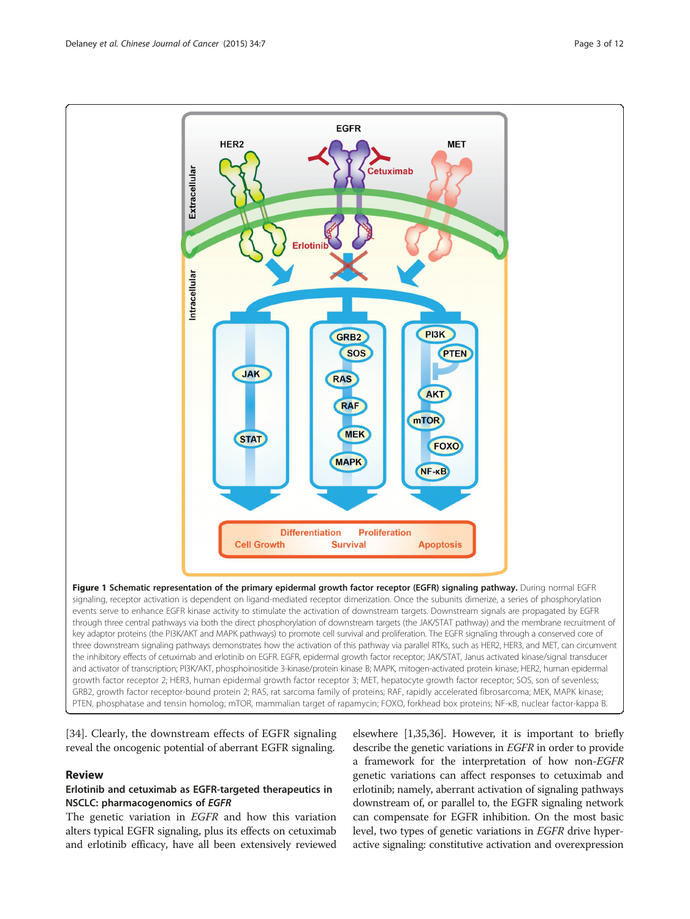**Figure 1 Schematic representation of the primary epidermal growth factor receptor (EGFR) signaling pathway.** During normal EGFR signaling, receptor activation is dependent on ligand-mediated receptor dimerization. Once the subunits dimerize, a series of phosphorylation events serve to enhance EGFR kinase activity to stimulate the activation of downstream targets. Downstream signals are propagated by EGFR through three central pathways via both the direct phosphorylation of downstream targets (the JAK/STAT pathway) and the membrane recruitment of key adaptor proteins (the PI3K/AKT and MAPK pathways) to promote cell survival and proliferation. The EGFR signaling through a conserved core of three downstream signaling pathways demonstrates how the activation of this pathway via parallel RTKs, such as HER2, HER3, and MET, can circumvent the inhibitory effects of cetuximab and erlotinib on EGFR. EGFR, epidermal growth factor receptor; JAK/STAT, Janus activated kinase/signal transducer and activator of transcription; PI3K/AKT, phosphoinositide 3-kinase/protein kinase B; MAPK, mitogen-activated protein kinase; HER2, human epidermal growth factor receptor 2; HER3, human epidermal growth factor receptor 3; MET, hepatocyte growth factor receptor; SOS, son of sevenless; GRB2, growth factor receptor-bound protein 2; RAS, rat sarcoma family of proteins; RAF, rapidly accelerated fibrosarcoma; MEK, MAPK kinase; PTEN, phosphatase and tensin homolog; mTOR, mammalian target of rapamycin; FOXO, forkhead box proteins; NF-κB, nuclear factor-kappa B.

[34]. Clearly, the downstream effects of EGFR signaling reveal the oncogenic potential of aberrant EGFR signaling.

## Review

### Erlotinib and cetuximab as EGFR-targeted therapeutics in NSCLC: pharmacogenomics of *EGFR*

The genetic variation in *EGFR* and how this variation alters typical EGFR signaling, plus its effects on cetuximab and erlotinib efficacy, have all been extensively reviewed elsewhere [1,35,36]. However, it is important to briefly describe the genetic variations in *EGFR* in order to provide a framework for the interpretation of how non-*EGFR* genetic variations can affect responses to cetuximab and erlotinib; namely, aberrant activation of signaling pathways downstream of, or parallel to, the EGFR signaling network can compensate for EGFR inhibition. On the most basic level, two types of genetic variations in *EGFR* drive hyper-active signaling: constitutive activation and overexpression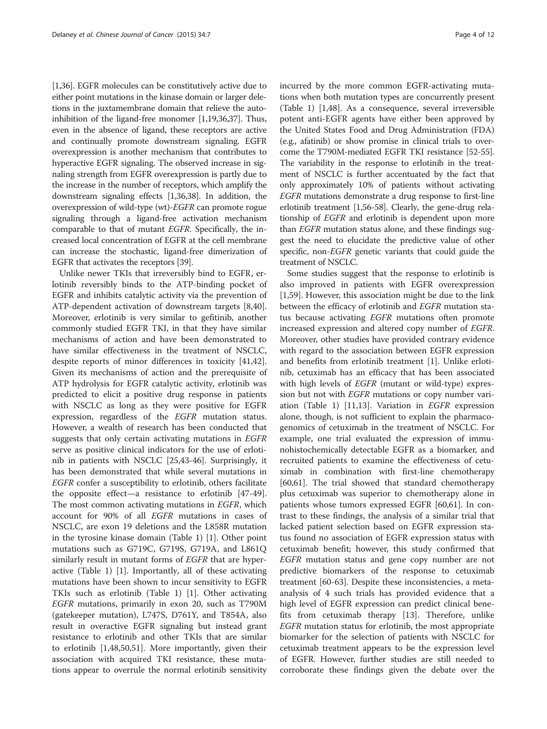[1,36]. EGFR molecules can be constitutively active due to either point mutations in the kinase domain or larger deletions in the juxtamembrane domain that relieve the autoinhibition of the ligand-free monomer [1,19,36,37]. Thus, even in the absence of ligand, these receptors are active and continually promote downstream signaling. EGFR overexpression is another mechanism that contributes to hyperactive EGFR signaling. The observed increase in signaling strength from EGFR overexpression is partly due to the increase in the number of receptors, which amplify the downstream signaling effects [1,36,38]. In addition, the overexpression of wild-type (wt)-*EGFR* can promote rogue signaling through a ligand-free activation mechanism comparable to that of mutant *EGFR*. Specifically, the increased local concentration of EGFR at the cell membrane can increase the stochastic, ligand-free dimerization of EGFR that activates the receptors [39].

Unlike newer TKIs that irreversibly bind to EGFR, erlotinib reversibly binds to the ATP-binding pocket of EGFR and inhibits catalytic activity via the prevention of ATP-dependent activation of downstream targets [8,40]. Moreover, erlotinib is very similar to gefitinib, another commonly studied EGFR TKI, in that they have similar mechanisms of action and have been demonstrated to have similar effectiveness in the treatment of NSCLC, despite reports of minor differences in toxicity [41,42]. Given its mechanisms of action and the prerequisite of ATP hydrolysis for EGFR catalytic activity, erlotinib was predicted to elicit a positive drug response in patients with NSCLC as long as they were positive for EGFR expression, regardless of the *EGFR* mutation status. However, a wealth of research has been conducted that suggests that only certain activating mutations in *EGFR* serve as positive clinical indicators for the use of erlotinib in patients with NSCLC [25,43-46]. Surprisingly, it has been demonstrated that while several mutations in *EGFR* confer a susceptibility to erlotinib, others facilitate the opposite effect—a resistance to erlotinib [47-49]. The most common activating mutations in *EGFR*, which account for 90% of all *EGFR* mutations in cases of NSCLC, are exon 19 deletions and the L858R mutation in the tyrosine kinase domain (Table 1) [1]. Other point mutations such as G719C, G719S, G719A, and L861Q similarly result in mutant forms of *EGFR* that are hyperactive (Table 1) [1]. Importantly, all of these activating mutations have been shown to incur sensitivity to EGFR TKIs such as erlotinib (Table 1) [1]. Other activating *EGFR* mutations, primarily in exon 20, such as T790M (gatekeeper mutation), L747S, D761Y, and T854A, also result in overactive EGFR signaling but instead grant resistance to erlotinib and other TKIs that are similar to erlotinib [1,48,50,51]. More importantly, given their association with acquired TKI resistance, these mutations appear to overrule the normal erlotinib sensitivity incurred by the more common EGFR-activating mutations when both mutation types are concurrently present (Table 1) [1,48]. As a consequence, several irreversible potent anti-EGFR agents have either been approved by the United States Food and Drug Administration (FDA) (e.g., afatinib) or show promise in clinical trials to overcome the T790M-mediated EGFR TKI resistance [52-55]. The variability in the response to erlotinib in the treatment of NSCLC is further accentuated by the fact that only approximately 10% of patients without activating *EGFR* mutations demonstrate a drug response to first-line erlotinib treatment [1,56-58]. Clearly, the gene-drug relationship of *EGFR* and erlotinib is dependent upon more than *EGFR* mutation status alone, and these findings suggest the need to elucidate the predictive value of other specific, non-*EGFR* genetic variants that could guide the treatment of NSCLC.

Some studies suggest that the response to erlotinib is also improved in patients with EGFR overexpression [1,59]. However, this association might be due to the link between the efficacy of erlotinib and *EGFR* mutation status because activating *EGFR* mutations often promote increased expression and altered copy number of *EGFR*. Moreover, other studies have provided contrary evidence with regard to the association between EGFR expression and benefits from erlotinib treatment [1]. Unlike erlotinib, cetuximab has an efficacy that has been associated with high levels of *EGFR* (mutant or wild-type) expression but not with *EGFR* mutations or copy number variation (Table 1) [11,13]. Variation in *EGFR* expression alone, though, is not sufficient to explain the pharmacogenomics of cetuximab in the treatment of NSCLC. For example, one trial evaluated the expression of immunohistochemically detectable EGFR as a biomarker, and recruited patients to examine the effectiveness of cetuximab in combination with first-line chemotherapy [60,61]. The trial showed that standard chemotherapy plus cetuximab was superior to chemotherapy alone in patients whose tumors expressed EGFR [60,61]. In contrast to these findings, the analysis of a similar trial that lacked patient selection based on EGFR expression status found no association of EGFR expression status with cetuximab benefit; however, this study confirmed that *EGFR* mutation status and gene copy number are not predictive biomarkers of the response to cetuximab treatment [60-63]. Despite these inconsistencies, a meta-analysis of 4 such trials has provided evidence that a high level of EGFR expression can predict clinical benefits from cetuximab therapy [13]. Therefore, unlike *EGFR* mutation status for erlotinib, the most appropriate biomarker for the selection of patients with NSCLC for cetuximab treatment appears to be the expression level of EGFR. However, further studies are still needed to corroborate these findings given the debate over the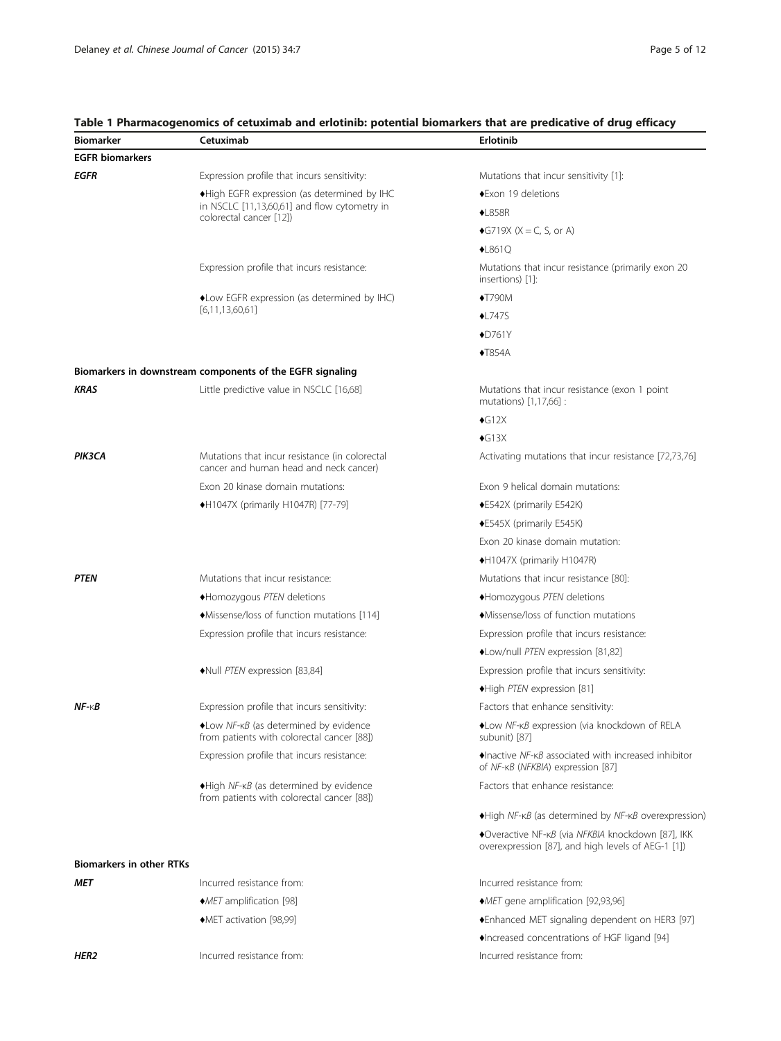**Table 1 Pharmacogenomics of cetuximab and erlotinib: potential biomarkers that are predicative of drug efficacy**

| Biomarker | Cetuximab | Erlotinib |
|---|---|---|
| **EGFR biomarkers** | | |
| ***EGFR*** | Expression profile that incurs sensitivity: | Mutations that incur sensitivity [1]: |
| | ♦High EGFR expression (as determined by IHC in NSCLC [11,13,60,61] and flow cytometry in colorectal cancer [12]) | ♦Exon 19 deletions |
| | | ♦L858R |
| | | ♦G719X (X = C, S, or A) |
| | | ♦L861Q |
| | Expression profile that incurs resistance: | Mutations that incur resistance (primarily exon 20 insertions) [1]: |
| | ♦Low EGFR expression (as determined by IHC) [6,11,13,60,61] | ♦T790M |
| | | ♦L747S |
| | | ♦D761Y |
| | | ♦T854A |
| **Biomarkers in downstream components of the EGFR signaling** | | |
| ***KRAS*** | Little predictive value in NSCLC [16,68] | Mutations that incur resistance (exon 1 point mutations) [1,17,66] : |
| | | ♦G12X |
| | | ♦G13X |
| ***PIK3CA*** | Mutations that incur resistance (in colorectal cancer and human head and neck cancer) | Activating mutations that incur resistance [72,73,76] |
| | Exon 20 kinase domain mutations: | Exon 9 helical domain mutations: |
| | ♦H1047X (primarily H1047R) [77-79] | ♦E542X (primarily E542K) |
| | | ♦E545X (primarily E545K) |
| | | Exon 20 kinase domain mutation: |
| | | ♦H1047X (primarily H1047R) |
| ***PTEN*** | Mutations that incur resistance: | Mutations that incur resistance [80]: |
| | ♦Homozygous *PTEN* deletions | ♦Homozygous *PTEN* deletions |
| | ♦Missense/loss of function mutations [114] | ♦Missense/loss of function mutations |
| | Expression profile that incurs resistance: | Expression profile that incurs resistance: |
| | | ♦Low/null *PTEN* expression [81,82] |
| | ♦Null *PTEN* expression [83,84] | Expression profile that incurs sensitivity: |
| | | ♦High *PTEN* expression [81] |
| ***NF-κB*** | Expression profile that incurs sensitivity: | Factors that enhance sensitivity: |
| | ♦Low *NF-κB* (as determined by evidence from patients with colorectal cancer [88]) | ♦Low *NF-κB* expression (via knockdown of RELA subunit) [87] |
| | Expression profile that incurs resistance: | ♦Inactive *NF-κB* associated with increased inhibitor of *NF-κB* (*NFKBIA*) expression [87] |
| | ♦High *NF-κB* (as determined by evidence from patients with colorectal cancer [88]) | Factors that enhance resistance: |
| | | ♦High *NF-κB* (as determined by *NF-κB* overexpression) |
| | | ♦Overactive NF-*κB* (via *NFKBIA* knockdown [87], IKK overexpression [87], and high levels of AEG-1 [1]) |
| **Biomarkers in other RTKs** | | |
| ***MET*** | Incurred resistance from: | Incurred resistance from: |
| | ♦*MET* amplification [98] | ♦*MET* gene amplification [92,93,96] |
| | ♦MET activation [98,99] | ♦Enhanced MET signaling dependent on HER3 [97] |
| | | ♦Increased concentrations of HGF ligand [94] |
| ***HER2*** | Incurred resistance from: | Incurred resistance from: |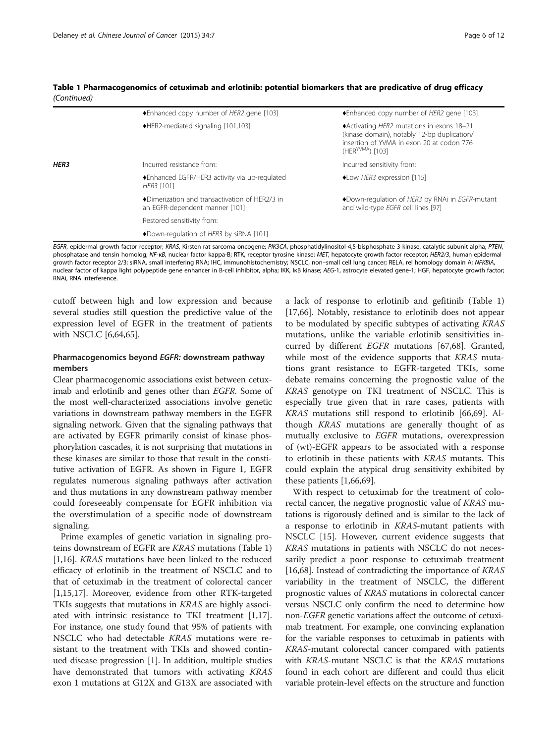**Table 1 Pharmacogenomics of cetuximab and erlotinib: potential biomarkers that are predicative of drug efficacy** *(Continued)*

| | | |
|---|---|---|
| | ♦Enhanced copy number of *HER2* gene [103] | ♦Enhanced copy number of *HER2* gene [103] |
| | ♦HER2-mediated signaling [101,103] | ♦Activating *HER2* mutations in exons 18–21 (kinase domain), notably 12-bp duplication/ insertion of YVMA in exon 20 at codon 776 ($HER^{YVMA}$) [103] |
| ***HER3*** | Incurred resistance from: | Incurred sensitivity from: |
| | ♦Enhanced EGFR/HER3 activity via up-regulated *HER3* [101] | ♦Low *HER3* expression [115] |
| | ♦Dimerization and transactivation of HER2/3 in an EGFR-dependent manner [101] | ♦Down-regulation of *HER3* by RNAi in *EGFR*-mutant and wild-type *EGFR* cell lines [97] |
| | Restored sensitivity from: | |
| | ♦Down-regulation of *HER3* by siRNA [101] | |

*EGFR*, epidermal growth factor receptor; *KRAS*, Kirsten rat sarcoma oncogene; *PIK3CA*, phosphatidylinositol-4,5-bisphosphate 3-kinase, catalytic subunit alpha; *PTEN*, phosphatase and tensin homolog; *NF-κB*, nuclear factor kappa-B; RTK, receptor tyrosine kinase; *MET*, hepatocyte growth factor receptor; *HER2/3*, human epidermal growth factor receptor 2/3; siRNA, small interfering RNA; IHC, immunohistochemistry; NSCLC, non–small cell lung cancer; RELA, rel homology domain A; *NFKBIA*, nuclear factor of kappa light polypeptide gene enhancer in B-cell inhibitor, alpha; IKK, IκB kinase; *AEG*-1, astrocyte elevated gene-1; HGF, hepatocyte growth factor; RNAi, RNA interference.

cutoff between high and low expression and because several studies still question the predictive value of the expression level of EGFR in the treatment of patients with NSCLC [6,64,65].

### Pharmacogenomics beyond *EGFR:* downstream pathway members

Clear pharmacogenomic associations exist between cetuximab and erlotinib and genes other than *EGFR*. Some of the most well-characterized associations involve genetic variations in downstream pathway members in the EGFR signaling network. Given that the signaling pathways that are activated by EGFR primarily consist of kinase phosphorylation cascades, it is not surprising that mutations in these kinases are similar to those that result in the constitutive activation of EGFR. As shown in Figure 1, EGFR regulates numerous signaling pathways after activation and thus mutations in any downstream pathway member could foreseeably compensate for EGFR inhibition via the overstimulation of a specific node of downstream signaling.

Prime examples of genetic variation in signaling proteins downstream of EGFR are *KRAS* mutations (Table 1) [1,16]. *KRAS* mutations have been linked to the reduced efficacy of erlotinib in the treatment of NSCLC and to that of cetuximab in the treatment of colorectal cancer [1,15,17]. Moreover, evidence from other RTK-targeted TKIs suggests that mutations in *KRAS* are highly associated with intrinsic resistance to TKI treatment [1,17]. For instance, one study found that 95% of patients with NSCLC who had detectable *KRAS* mutations were resistant to the treatment with TKIs and showed continued disease progression [1]. In addition, multiple studies have demonstrated that tumors with activating *KRAS* exon 1 mutations at G12X and G13X are associated with a lack of response to erlotinib and gefitinib (Table 1) [17,66]. Notably, resistance to erlotinib does not appear to be modulated by specific subtypes of activating *KRAS* mutations, unlike the variable erlotinib sensitivities incurred by different *EGFR* mutations [67,68]. Granted, while most of the evidence supports that *KRAS* mutations grant resistance to EGFR-targeted TKIs, some debate remains concerning the prognostic value of the *KRAS* genotype on TKI treatment of NSCLC. This is especially true given that in rare cases, patients with *KRAS* mutations still respond to erlotinib [66,69]. Although *KRAS* mutations are generally thought of as mutually exclusive to *EGFR* mutations, overexpression of (wt)-EGFR appears to be associated with a response to erlotinib in these patients with *KRAS* mutants. This could explain the atypical drug sensitivity exhibited by these patients [1,66,69].

With respect to cetuximab for the treatment of colorectal cancer, the negative prognostic value of *KRAS* mutations is rigorously defined and is similar to the lack of a response to erlotinib in *KRAS*-mutant patients with NSCLC [15]. However, current evidence suggests that *KRAS* mutations in patients with NSCLC do not necessarily predict a poor response to cetuximab treatment [16,68]. Instead of contradicting the importance of *KRAS* variability in the treatment of NSCLC, the different prognostic values of *KRAS* mutations in colorectal cancer versus NSCLC only confirm the need to determine how non-*EGFR* genetic variations affect the outcome of cetuximab treatment. For example, one convincing explanation for the variable responses to cetuximab in patients with *KRAS*-mutant colorectal cancer compared with patients with *KRAS*-mutant NSCLC is that the *KRAS* mutations found in each cohort are different and could thus elicit variable protein-level effects on the structure and function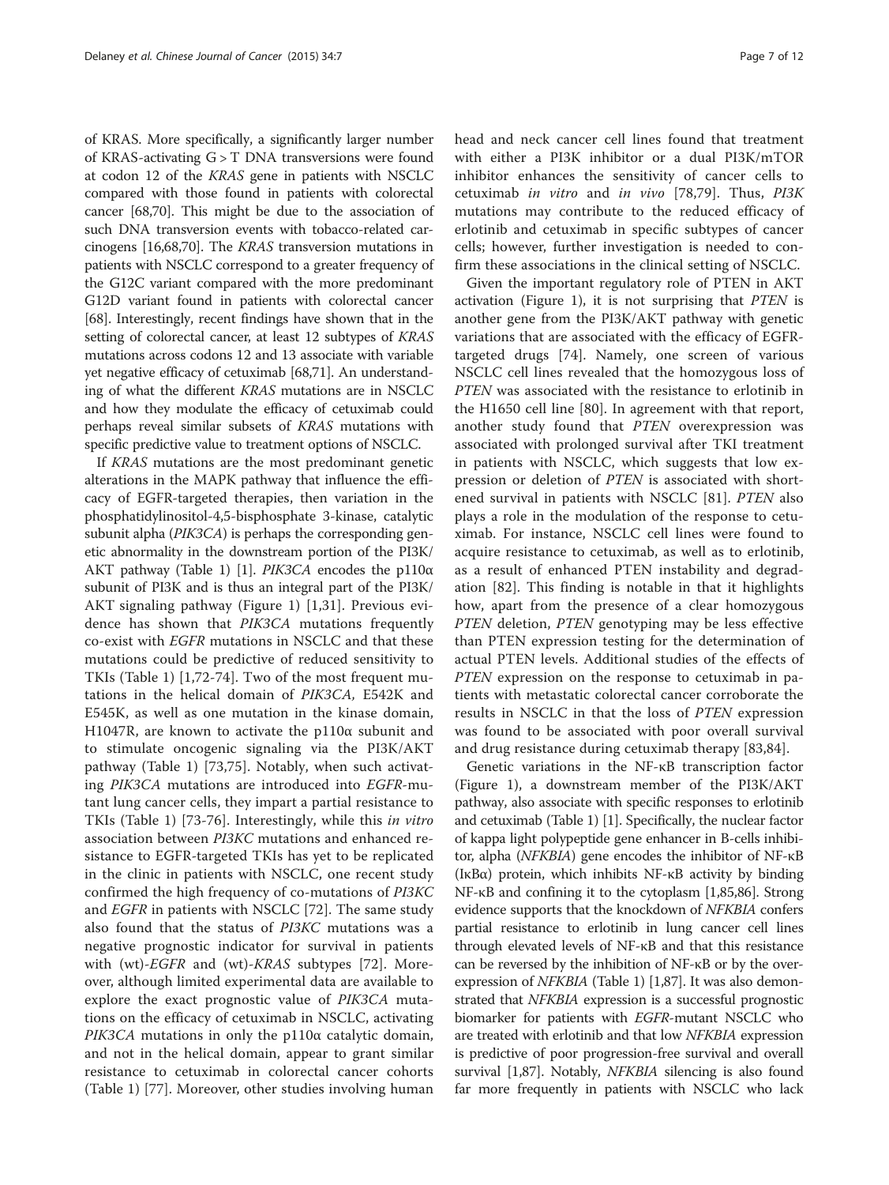of KRAS. More specifically, a significantly larger number of KRAS-activating G > T DNA transversions were found at codon 12 of the *KRAS* gene in patients with NSCLC compared with those found in patients with colorectal cancer [68,70]. This might be due to the association of such DNA transversion events with tobacco-related carcinogens [16,68,70]. The *KRAS* transversion mutations in patients with NSCLC correspond to a greater frequency of the G12C variant compared with the more predominant G12D variant found in patients with colorectal cancer [68]. Interestingly, recent findings have shown that in the setting of colorectal cancer, at least 12 subtypes of *KRAS* mutations across codons 12 and 13 associate with variable yet negative efficacy of cetuximab [68,71]. An understanding of what the different *KRAS* mutations are in NSCLC and how they modulate the efficacy of cetuximab could perhaps reveal similar subsets of *KRAS* mutations with specific predictive value to treatment options of NSCLC.

If *KRAS* mutations are the most predominant genetic alterations in the MAPK pathway that influence the efficacy of EGFR-targeted therapies, then variation in the phosphatidylinositol-4,5-bisphosphate 3-kinase, catalytic subunit alpha (*PIK3CA*) is perhaps the corresponding genetic abnormality in the downstream portion of the PI3K/AKT pathway (Table 1) [1]. *PIK3CA* encodes the p110α subunit of PI3K and is thus an integral part of the PI3K/AKT signaling pathway (Figure 1) [1,31]. Previous evidence has shown that *PIK3CA* mutations frequently co-exist with *EGFR* mutations in NSCLC and that these mutations could be predictive of reduced sensitivity to TKIs (Table 1) [1,72-74]. Two of the most frequent mutations in the helical domain of *PIK3CA*, E542K and E545K, as well as one mutation in the kinase domain, H1047R, are known to activate the p110α subunit and to stimulate oncogenic signaling via the PI3K/AKT pathway (Table 1) [73,75]. Notably, when such activating *PIK3CA* mutations are introduced into *EGFR*-mutant lung cancer cells, they impart a partial resistance to TKIs (Table 1) [73-76]. Interestingly, while this *in vitro* association between *PI3KC* mutations and enhanced resistance to EGFR-targeted TKIs has yet to be replicated in the clinic in patients with NSCLC, one recent study confirmed the high frequency of co-mutations of *PI3KC* and *EGFR* in patients with NSCLC [72]. The same study also found that the status of *PI3KC* mutations was a negative prognostic indicator for survival in patients with (wt)-*EGFR* and (wt)-*KRAS* subtypes [72]. Moreover, although limited experimental data are available to explore the exact prognostic value of *PIK3CA* mutations on the efficacy of cetuximab in NSCLC, activating *PIK3CA* mutations in only the p110α catalytic domain, and not in the helical domain, appear to grant similar resistance to cetuximab in colorectal cancer cohorts (Table 1) [77]. Moreover, other studies involving human head and neck cancer cell lines found that treatment with either a PI3K inhibitor or a dual PI3K/mTOR inhibitor enhances the sensitivity of cancer cells to cetuximab *in vitro* and *in vivo* [78,79]. Thus, *PI3K* mutations may contribute to the reduced efficacy of erlotinib and cetuximab in specific subtypes of cancer cells; however, further investigation is needed to confirm these associations in the clinical setting of NSCLC.

Given the important regulatory role of PTEN in AKT activation (Figure 1), it is not surprising that *PTEN* is another gene from the PI3K/AKT pathway with genetic variations that are associated with the efficacy of EGFR-targeted drugs [74]. Namely, one screen of various NSCLC cell lines revealed that the homozygous loss of *PTEN* was associated with the resistance to erlotinib in the H1650 cell line [80]. In agreement with that report, another study found that *PTEN* overexpression was associated with prolonged survival after TKI treatment in patients with NSCLC, which suggests that low expression or deletion of *PTEN* is associated with shortened survival in patients with NSCLC [81]. *PTEN* also plays a role in the modulation of the response to cetuximab. For instance, NSCLC cell lines were found to acquire resistance to cetuximab, as well as to erlotinib, as a result of enhanced PTEN instability and degradation [82]. This finding is notable in that it highlights how, apart from the presence of a clear homozygous *PTEN* deletion, *PTEN* genotyping may be less effective than PTEN expression testing for the determination of actual PTEN levels. Additional studies of the effects of *PTEN* expression on the response to cetuximab in patients with metastatic colorectal cancer corroborate the results in NSCLC in that the loss of *PTEN* expression was found to be associated with poor overall survival and drug resistance during cetuximab therapy [83,84].

Genetic variations in the NF-κB transcription factor (Figure 1), a downstream member of the PI3K/AKT pathway, also associate with specific responses to erlotinib and cetuximab (Table 1) [1]. Specifically, the nuclear factor of kappa light polypeptide gene enhancer in B-cells inhibitor, alpha (*NFKBIA*) gene encodes the inhibitor of NF-κB (IκBα) protein, which inhibits NF-κB activity by binding NF-κB and confining it to the cytoplasm [1,85,86]. Strong evidence supports that the knockdown of *NFKBIA* confers partial resistance to erlotinib in lung cancer cell lines through elevated levels of NF-κB and that this resistance can be reversed by the inhibition of NF-κB or by the overexpression of *NFKBIA* (Table 1) [1,87]. It was also demonstrated that *NFKBIA* expression is a successful prognostic biomarker for patients with *EGFR*-mutant NSCLC who are treated with erlotinib and that low *NFKBIA* expression is predictive of poor progression-free survival and overall survival [1,87]. Notably, *NFKBIA* silencing is also found far more frequently in patients with NSCLC who lack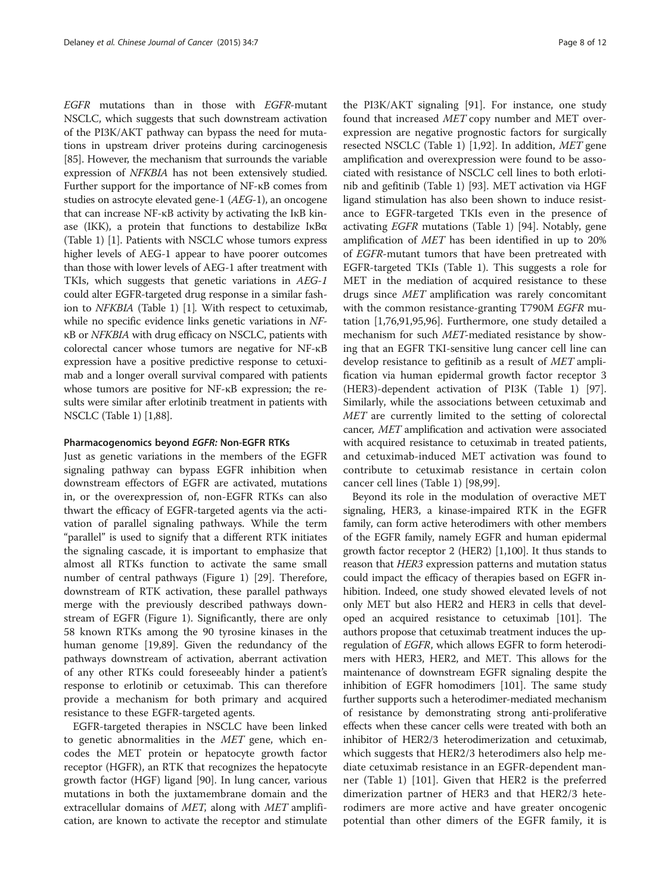*EGFR* mutations than in those with *EGFR*-mutant NSCLC, which suggests that such downstream activation of the PI3K/AKT pathway can bypass the need for mutations in upstream driver proteins during carcinogenesis [85]. However, the mechanism that surrounds the variable expression of *NFKBIA* has not been extensively studied. Further support for the importance of NF-κB comes from studies on astrocyte elevated gene-1 (*AEG*-1), an oncogene that can increase NF-κB activity by activating the IκB kinase (IKK), a protein that functions to destabilize IκBα (Table 1) [1]. Patients with NSCLC whose tumors express higher levels of AEG-1 appear to have poorer outcomes than those with lower levels of AEG-1 after treatment with TKIs, which suggests that genetic variations in *AEG-1* could alter EGFR-targeted drug response in a similar fashion to *NFKBIA* (Table 1) [1]. With respect to cetuximab, while no specific evidence links genetic variations in *NF-κB* or *NFKBIA* with drug efficacy on NSCLC, patients with colorectal cancer whose tumors are negative for NF-κB expression have a positive predictive response to cetuximab and a longer overall survival compared with patients whose tumors are positive for NF-κB expression; the results were similar after erlotinib treatment in patients with NSCLC (Table 1) [1,88].

#### Pharmacogenomics beyond *EGFR:* Non-EGFR RTKs

Just as genetic variations in the members of the EGFR signaling pathway can bypass EGFR inhibition when downstream effectors of EGFR are activated, mutations in, or the overexpression of, non-EGFR RTKs can also thwart the efficacy of EGFR-targeted agents via the activation of parallel signaling pathways. While the term "parallel" is used to signify that a different RTK initiates the signaling cascade, it is important to emphasize that almost all RTKs function to activate the same small number of central pathways (Figure 1) [29]. Therefore, downstream of RTK activation, these parallel pathways merge with the previously described pathways downstream of EGFR (Figure 1). Significantly, there are only 58 known RTKs among the 90 tyrosine kinases in the human genome [19,89]. Given the redundancy of the pathways downstream of activation, aberrant activation of any other RTKs could foreseeably hinder a patient's response to erlotinib or cetuximab. This can therefore provide a mechanism for both primary and acquired resistance to these EGFR-targeted agents.

EGFR-targeted therapies in NSCLC have been linked to genetic abnormalities in the *MET* gene, which encodes the MET protein or hepatocyte growth factor receptor (HGFR), an RTK that recognizes the hepatocyte growth factor (HGF) ligand [90]. In lung cancer, various mutations in both the juxtamembrane domain and the extracellular domains of *MET*, along with *MET* amplification, are known to activate the receptor and stimulate the PI3K/AKT signaling [91]. For instance, one study found that increased *MET* copy number and MET overexpression are negative prognostic factors for surgically resected NSCLC (Table 1) [1,92]. In addition, *MET* gene amplification and overexpression were found to be associated with resistance of NSCLC cell lines to both erlotinib and gefitinib (Table 1) [93]. MET activation via HGF ligand stimulation has also been shown to induce resistance to EGFR-targeted TKIs even in the presence of activating *EGFR* mutations (Table 1) [94]. Notably, gene amplification of *MET* has been identified in up to 20% of *EGFR*-mutant tumors that have been pretreated with EGFR-targeted TKIs (Table 1). This suggests a role for MET in the mediation of acquired resistance to these drugs since *MET* amplification was rarely concomitant with the common resistance-granting T790M *EGFR* mutation [1,76,91,95,96]. Furthermore, one study detailed a mechanism for such *MET*-mediated resistance by showing that an EGFR TKI-sensitive lung cancer cell line can develop resistance to gefitinib as a result of *MET* amplification via human epidermal growth factor receptor 3 (HER3)-dependent activation of PI3K (Table 1) [97]. Similarly, while the associations between cetuximab and *MET* are currently limited to the setting of colorectal cancer, *MET* amplification and activation were associated with acquired resistance to cetuximab in treated patients, and cetuximab-induced MET activation was found to contribute to cetuximab resistance in certain colon cancer cell lines (Table 1) [98,99].

Beyond its role in the modulation of overactive MET signaling, HER3, a kinase-impaired RTK in the EGFR family, can form active heterodimers with other members of the EGFR family, namely EGFR and human epidermal growth factor receptor 2 (HER2) [1,100]. It thus stands to reason that *HER3* expression patterns and mutation status could impact the efficacy of therapies based on EGFR inhibition. Indeed, one study showed elevated levels of not only MET but also HER2 and HER3 in cells that developed an acquired resistance to cetuximab [101]. The authors propose that cetuximab treatment induces the upregulation of *EGFR*, which allows EGFR to form heterodimers with HER3, HER2, and MET. This allows for the maintenance of downstream EGFR signaling despite the inhibition of EGFR homodimers [101]. The same study further supports such a heterodimer-mediated mechanism of resistance by demonstrating strong anti-proliferative effects when these cancer cells were treated with both an inhibitor of HER2/3 heterodimerization and cetuximab, which suggests that HER2/3 heterodimers also help mediate cetuximab resistance in an EGFR-dependent manner (Table 1) [101]. Given that HER2 is the preferred dimerization partner of HER3 and that HER2/3 heterodimers are more active and have greater oncogenic potential than other dimers of the EGFR family, it is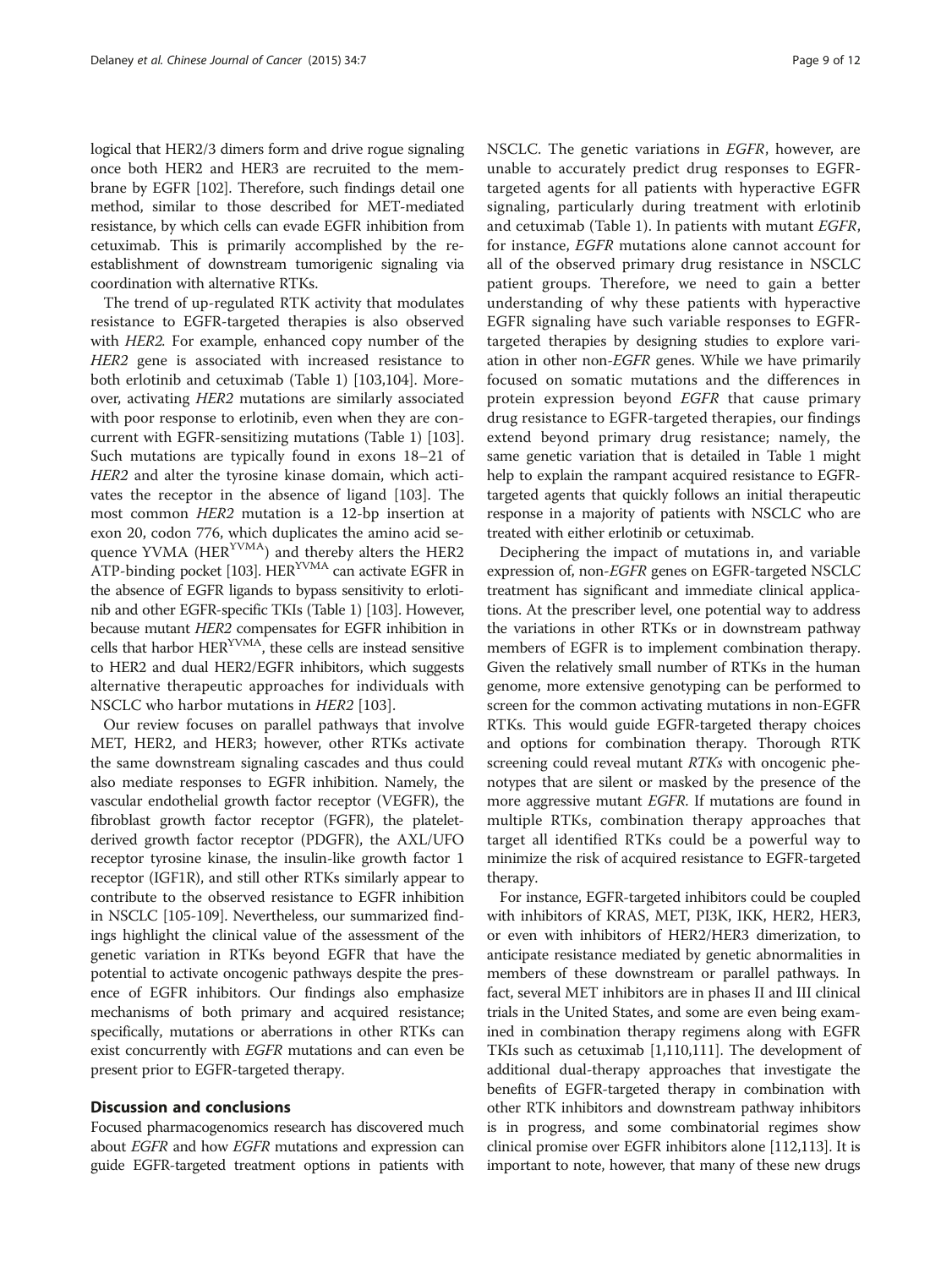logical that HER2/3 dimers form and drive rogue signaling once both HER2 and HER3 are recruited to the membrane by EGFR [102]. Therefore, such findings detail one method, similar to those described for MET-mediated resistance, by which cells can evade EGFR inhibition from cetuximab. This is primarily accomplished by the re-establishment of downstream tumorigenic signaling via coordination with alternative RTKs.

The trend of up-regulated RTK activity that modulates resistance to EGFR-targeted therapies is also observed with *HER2*. For example, enhanced copy number of the *HER2* gene is associated with increased resistance to both erlotinib and cetuximab (Table 1) [103,104]. Moreover, activating *HER2* mutations are similarly associated with poor response to erlotinib, even when they are concurrent with EGFR-sensitizing mutations (Table 1) [103]. Such mutations are typically found in exons 18–21 of *HER2* and alter the tyrosine kinase domain, which activates the receptor in the absence of ligand [103]. The most common *HER2* mutation is a 12-bp insertion at exon 20, codon 776, which duplicates the amino acid sequence YVMA ($HER^{YVMA}$) and thereby alters the HER2 ATP-binding pocket [103]. $HER^{YVMA}$ can activate EGFR in the absence of EGFR ligands to bypass sensitivity to erlotinib and other EGFR-specific TKIs (Table 1) [103]. However, because mutant *HER2* compensates for EGFR inhibition in cells that harbor $HER^{YVMA}$, these cells are instead sensitive to HER2 and dual HER2/EGFR inhibitors, which suggests alternative therapeutic approaches for individuals with NSCLC who harbor mutations in *HER2* [103].

Our review focuses on parallel pathways that involve MET, HER2, and HER3; however, other RTKs activate the same downstream signaling cascades and thus could also mediate responses to EGFR inhibition. Namely, the vascular endothelial growth factor receptor (VEGFR), the fibroblast growth factor receptor (FGFR), the platelet-derived growth factor receptor (PDGFR), the AXL/UFO receptor tyrosine kinase, the insulin-like growth factor 1 receptor (IGF1R), and still other RTKs similarly appear to contribute to the observed resistance to EGFR inhibition in NSCLC [105-109]. Nevertheless, our summarized findings highlight the clinical value of the assessment of the genetic variation in RTKs beyond EGFR that have the potential to activate oncogenic pathways despite the presence of EGFR inhibitors. Our findings also emphasize mechanisms of both primary and acquired resistance; specifically, mutations or aberrations in other RTKs can exist concurrently with *EGFR* mutations and can even be present prior to EGFR-targeted therapy.

## Discussion and conclusions

Focused pharmacogenomics research has discovered much about *EGFR* and how *EGFR* mutations and expression can guide EGFR-targeted treatment options in patients with NSCLC. The genetic variations in *EGFR*, however, are unable to accurately predict drug responses to EGFR-targeted agents for all patients with hyperactive EGFR signaling, particularly during treatment with erlotinib and cetuximab (Table 1). In patients with mutant *EGFR*, for instance, *EGFR* mutations alone cannot account for all of the observed primary drug resistance in NSCLC patient groups. Therefore, we need to gain a better understanding of why these patients with hyperactive EGFR signaling have such variable responses to EGFR-targeted therapies by designing studies to explore variation in other non-*EGFR* genes. While we have primarily focused on somatic mutations and the differences in protein expression beyond *EGFR* that cause primary drug resistance to EGFR-targeted therapies, our findings extend beyond primary drug resistance; namely, the same genetic variation that is detailed in Table 1 might help to explain the rampant acquired resistance to EGFR-targeted agents that quickly follows an initial therapeutic response in a majority of patients with NSCLC who are treated with either erlotinib or cetuximab.

Deciphering the impact of mutations in, and variable expression of, non-*EGFR* genes on EGFR-targeted NSCLC treatment has significant and immediate clinical applications. At the prescriber level, one potential way to address the variations in other RTKs or in downstream pathway members of EGFR is to implement combination therapy. Given the relatively small number of RTKs in the human genome, more extensive genotyping can be performed to screen for the common activating mutations in non-EGFR RTKs. This would guide EGFR-targeted therapy choices and options for combination therapy. Thorough RTK screening could reveal mutant *RTKs* with oncogenic phenotypes that are silent or masked by the presence of the more aggressive mutant *EGFR*. If mutations are found in multiple RTKs, combination therapy approaches that target all identified RTKs could be a powerful way to minimize the risk of acquired resistance to EGFR-targeted therapy.

For instance, EGFR-targeted inhibitors could be coupled with inhibitors of KRAS, MET, PI3K, IKK, HER2, HER3, or even with inhibitors of HER2/HER3 dimerization, to anticipate resistance mediated by genetic abnormalities in members of these downstream or parallel pathways. In fact, several MET inhibitors are in phases II and III clinical trials in the United States, and some are even being examined in combination therapy regimens along with EGFR TKIs such as cetuximab [1,110,111]. The development of additional dual-therapy approaches that investigate the benefits of EGFR-targeted therapy in combination with other RTK inhibitors and downstream pathway inhibitors is in progress, and some combinatorial regimes show clinical promise over EGFR inhibitors alone [112,113]. It is important to note, however, that many of these new drugs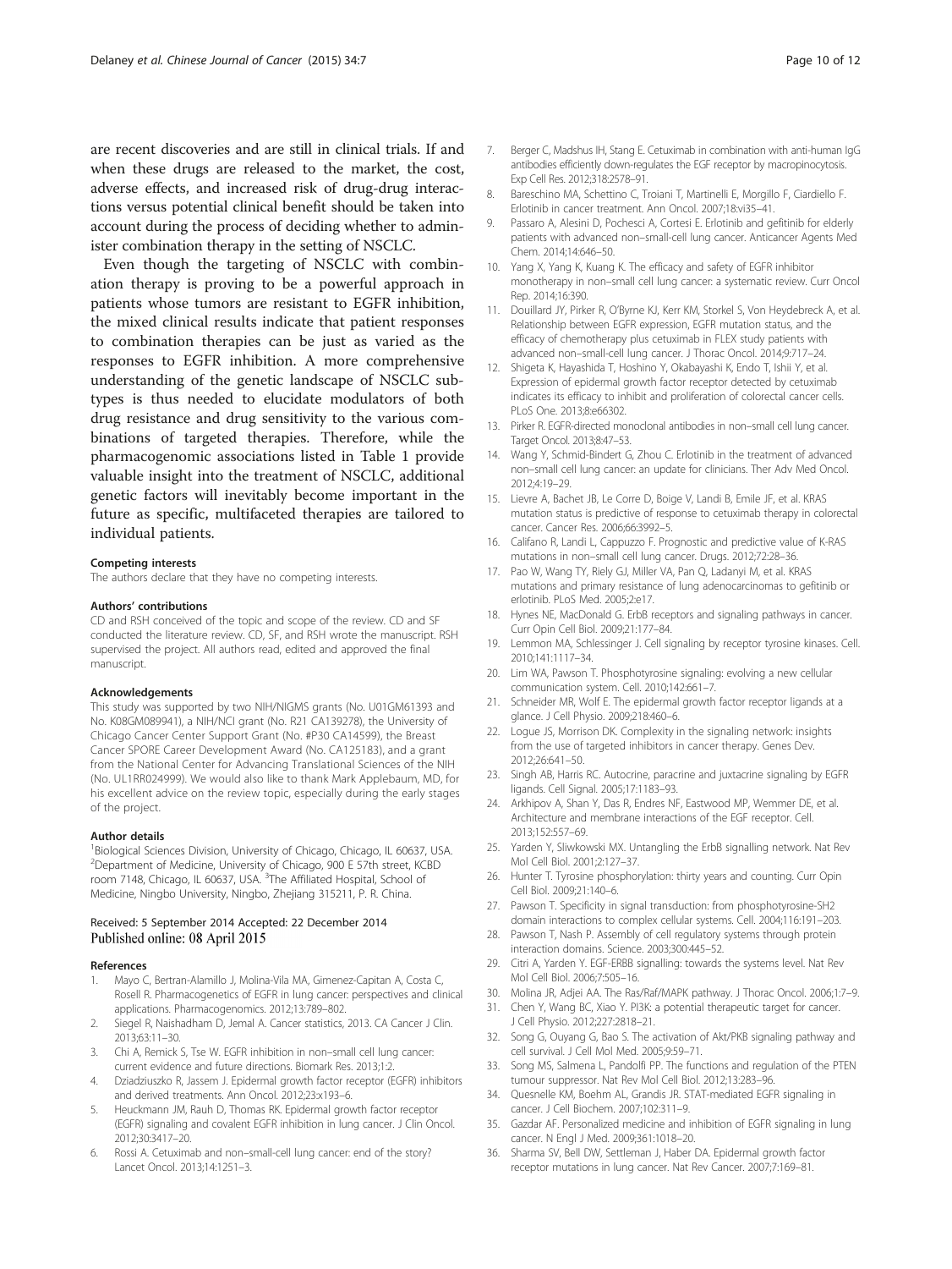are recent discoveries and are still in clinical trials. If and when these drugs are released to the market, the cost, adverse effects, and increased risk of drug-drug interactions versus potential clinical benefit should be taken into account during the process of deciding whether to administer combination therapy in the setting of NSCLC.

Even though the targeting of NSCLC with combination therapy is proving to be a powerful approach in patients whose tumors are resistant to EGFR inhibition, the mixed clinical results indicate that patient responses to combination therapies can be just as varied as the responses to EGFR inhibition. A more comprehensive understanding of the genetic landscape of NSCLC subtypes is thus needed to elucidate modulators of both drug resistance and drug sensitivity to the various combinations of targeted therapies. Therefore, while the pharmacogenomic associations listed in Table 1 provide valuable insight into the treatment of NSCLC, additional genetic factors will inevitably become important in the future as specific, multifaceted therapies are tailored to individual patients.

#### Competing interests

The authors declare that they have no competing interests.

#### Authors' contributions

CD and RSH conceived of the topic and scope of the review. CD and SF conducted the literature review. CD, SF, and RSH wrote the manuscript. RSH supervised the project. All authors read, edited and approved the final manuscript.

#### Acknowledgements

This study was supported by two NIH/NIGMS grants (No. U01GM61393 and No. K08GM089941), a NIH/NCI grant (No. R21 CA139278), the University of Chicago Cancer Center Support Grant (No. #P30 CA14599), the Breast Cancer SPORE Career Development Award (No. CA125183), and a grant from the National Center for Advancing Translational Sciences of the NIH (No. UL1RR024999). We would also like to thank Mark Applebaum, MD, for his excellent advice on the review topic, especially during the early stages of the project.

#### Author details

[1]Biological Sciences Division, University of Chicago, Chicago, IL 60637, USA. [2]Department of Medicine, University of Chicago, 900 E 57th street, KCBD room 7148, Chicago, IL 60637, USA. [3]The Affiliated Hospital, School of Medicine, Ningbo University, Ningbo, Zhejiang 315211, P. R. China.

Received: 5 September 2014 Accepted: 22 December 2014
Published online: 08 April 2015

#### References

1. Mayo C, Bertran-Alamillo J, Molina-Vila MA, Gimenez-Capitan A, Costa C, Rosell R. Pharmacogenetics of EGFR in lung cancer: perspectives and clinical applications. Pharmacogenomics. 2012;13:789–802.
2. Siegel R, Naishadham D, Jemal A. Cancer statistics, 2013. CA Cancer J Clin. 2013;63:11–30.
3. Chi A, Remick S, Tse W. EGFR inhibition in non–small cell lung cancer: current evidence and future directions. Biomark Res. 2013;1:2.
4. Dziadziuszko R, Jassem J. Epidermal growth factor receptor (EGFR) inhibitors and derived treatments. Ann Oncol. 2012;23:x193–6.
5. Heuckmann JM, Rauh D, Thomas RK. Epidermal growth factor receptor (EGFR) signaling and covalent EGFR inhibition in lung cancer. J Clin Oncol. 2012;30:3417–20.
6. Rossi A. Cetuximab and non–small-cell lung cancer: end of the story? Lancet Oncol. 2013;14:1251–3.
7. Berger C, Madshus IH, Stang E. Cetuximab in combination with anti-human IgG antibodies efficiently down-regulates the EGF receptor by macropinocytosis. Exp Cell Res. 2012;318:2578–91.
8. Bareschino MA, Schettino C, Troiani T, Martinelli E, Morgillo F, Ciardiello F. Erlotinib in cancer treatment. Ann Oncol. 2007;18:vi35–41.
9. Passaro A, Alesini D, Pochesci A, Cortesi E. Erlotinib and gefitinib for elderly patients with advanced non–small-cell lung cancer. Anticancer Agents Med Chem. 2014;14:646–50.
10. Yang X, Yang K, Kuang K. The efficacy and safety of EGFR inhibitor monotherapy in non–small cell lung cancer: a systematic review. Curr Oncol Rep. 2014;16:390.
11. Douillard JY, Pirker R, O'Byrne KJ, Kerr KM, Storkel S, Von Heydebreck A, et al. Relationship between EGFR expression, EGFR mutation status, and the efficacy of chemotherapy plus cetuximab in FLEX study patients with advanced non–small-cell lung cancer. J Thorac Oncol. 2014;9:717–24.
12. Shigeta K, Hayashida T, Hoshino Y, Okabayashi K, Endo T, Ishii Y, et al. Expression of epidermal growth factor receptor detected by cetuximab indicates its efficacy to inhibit and proliferation of colorectal cancer cells. PLoS One. 2013;8:e66302.
13. Pirker R. EGFR-directed monoclonal antibodies in non–small cell lung cancer. Target Oncol. 2013;8:47–53.
14. Wang Y, Schmid-Bindert G, Zhou C. Erlotinib in the treatment of advanced non–small cell lung cancer: an update for clinicians. Ther Adv Med Oncol. 2012;4:19–29.
15. Lievre A, Bachet JB, Le Corre D, Boige V, Landi B, Emile JF, et al. KRAS mutation status is predictive of response to cetuximab therapy in colorectal cancer. Cancer Res. 2006;66:3992–5.
16. Califano R, Landi L, Cappuzzo F. Prognostic and predictive value of K-RAS mutations in non–small cell lung cancer. Drugs. 2012;72:28–36.
17. Pao W, Wang TY, Riely GJ, Miller VA, Pan Q, Ladanyi M, et al. KRAS mutations and primary resistance of lung adenocarcinomas to gefitinib or erlotinib. PLoS Med. 2005;2:e17.
18. Hynes NE, MacDonald G. ErbB receptors and signaling pathways in cancer. Curr Opin Cell Biol. 2009;21:177–84.
19. Lemmon MA, Schlessinger J. Cell signaling by receptor tyrosine kinases. Cell. 2010;141:1117–34.
20. Lim WA, Pawson T. Phosphotyrosine signaling: evolving a new cellular communication system. Cell. 2010;142:661–7.
21. Schneider MR, Wolf E. The epidermal growth factor receptor ligands at a glance. J Cell Physio. 2009;218:460–6.
22. Logue JS, Morrison DK. Complexity in the signaling network: insights from the use of targeted inhibitors in cancer therapy. Genes Dev. 2012;26:641–50.
23. Singh AB, Harris RC. Autocrine, paracrine and juxtacrine signaling by EGFR ligands. Cell Signal. 2005;17:1183–93.
24. Arkhipov A, Shan Y, Das R, Endres NF, Eastwood MP, Wemmer DE, et al. Architecture and membrane interactions of the EGF receptor. Cell. 2013;152:557–69.
25. Yarden Y, Sliwkowski MX. Untangling the ErbB signalling network. Nat Rev Mol Cell Biol. 2001;2:127–37.
26. Hunter T. Tyrosine phosphorylation: thirty years and counting. Curr Opin Cell Biol. 2009;21:140–6.
27. Pawson T. Specificity in signal transduction: from phosphotyrosine-SH2 domain interactions to complex cellular systems. Cell. 2004;116:191–203.
28. Pawson T, Nash P. Assembly of cell regulatory systems through protein interaction domains. Science. 2003;300:445–52.
29. Citri A, Yarden Y. EGF-ERBB signalling: towards the systems level. Nat Rev Mol Cell Biol. 2006;7:505–16.
30. Molina JR, Adjei AA. The Ras/Raf/MAPK pathway. J Thorac Oncol. 2006;1:7–9.
31. Chen Y, Wang BC, Xiao Y. PI3K: a potential therapeutic target for cancer. J Cell Physio. 2012;227:2818–21.
32. Song G, Ouyang G, Bao S. The activation of Akt/PKB signaling pathway and cell survival. J Cell Mol Med. 2005;9:59–71.
33. Song MS, Salmena L, Pandolfi PP. The functions and regulation of the PTEN tumour suppressor. Nat Rev Mol Cell Biol. 2012;13:283–96.
34. Quesnelle KM, Boehm AL, Grandis JR. STAT-mediated EGFR signaling in cancer. J Cell Biochem. 2007;102:311–9.
35. Gazdar AF. Personalized medicine and inhibition of EGFR signaling in lung cancer. N Engl J Med. 2009;361:1018–20.
36. Sharma SV, Bell DW, Settleman J, Haber DA. Epidermal growth factor receptor mutations in lung cancer. Nat Rev Cancer. 2007;7:169–81.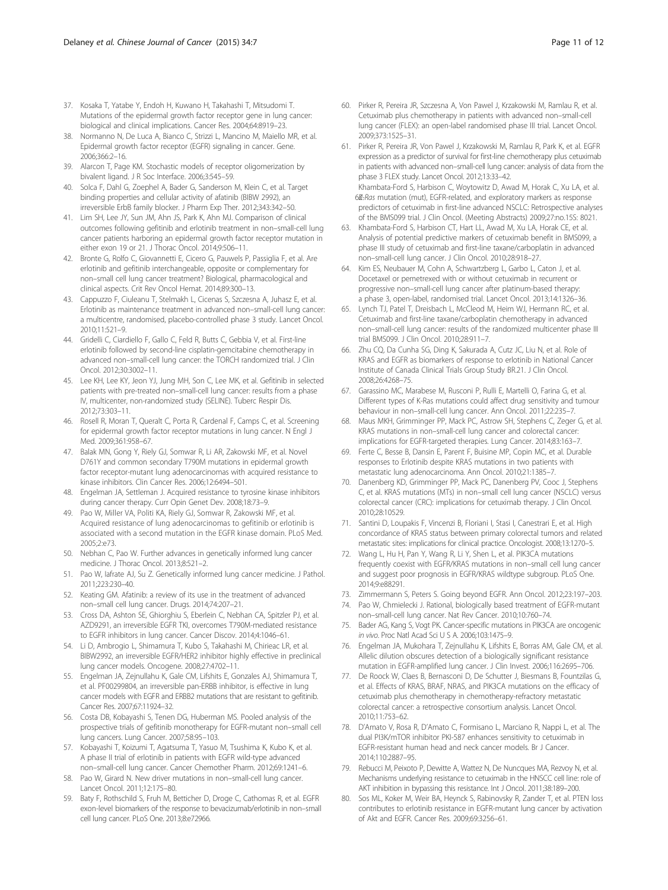37. Kosaka T, Yatabe Y, Endoh H, Kuwano H, Takahashi T, Mitsudomi T. Mutations of the epidermal growth factor receptor gene in lung cancer: biological and clinical implications. Cancer Res. 2004;64:8919–23.
38. Normanno N, De Luca A, Bianco C, Strizzi L, Mancino M, Maiello MR, et al. Epidermal growth factor receptor (EGFR) signaling in cancer. Gene. 2006;366:2–16.
39. Alarcon T, Page KM. Stochastic models of receptor oligomerization by bivalent ligand. J R Soc Interface. 2006;3:545–59.
40. Solca F, Dahl G, Zoephel A, Bader G, Sanderson M, Klein C, et al. Target binding properties and cellular activity of afatinib (BIBW 2992), an irreversible ErbB family blocker. J Pharm Exp Ther. 2012;343:342–50.
41. Lim SH, Lee JY, Sun JM, Ahn JS, Park K, Ahn MJ. Comparison of clinical outcomes following gefitinib and erlotinib treatment in non–small-cell lung cancer patients harboring an epidermal growth factor receptor mutation in either exon 19 or 21. J Thorac Oncol. 2014;9:506–11.
42. Bronte G, Rolfo C, Giovannetti E, Cicero G, Pauwels P, Passiglia F, et al. Are erlotinib and gefitinib interchangeable, opposite or complementary for non–small cell lung cancer treatment? Biological, pharmacological and clinical aspects. Crit Rev Oncol Hemat. 2014;89:300–13.
43. Cappuzzo F, Ciuleanu T, Stelmakh L, Cicenas S, Szczesna A, Juhasz E, et al. Erlotinib as maintenance treatment in advanced non–small-cell lung cancer: a multicentre, randomised, placebo-controlled phase 3 study. Lancet Oncol. 2010;11:521–9.
44. Gridelli C, Ciardiello F, Gallo C, Feld R, Butts C, Gebbia V, et al. First-line erlotinib followed by second-line cisplatin-gemcitabine chemotherapy in advanced non–small-cell lung cancer: the TORCH randomized trial. J Clin Oncol. 2012;30:3002–11.
45. Lee KH, Lee KY, Jeon YJ, Jung MH, Son C, Lee MK, et al. Gefitinib in selected patients with pre-treated non–small-cell lung cancer: results from a phase IV, multicenter, non-randomized study (SELINE). Tuberc Respir Dis. 2012;73:303–11.
46. Rosell R, Moran T, Queralt C, Porta R, Cardenal F, Camps C, et al. Screening for epidermal growth factor receptor mutations in lung cancer. N Engl J Med. 2009;361:958–67.
47. Balak MN, Gong Y, Riely GJ, Somwar R, Li AR, Zakowski MF, et al. Novel D761Y and common secondary T790M mutations in epidermal growth factor receptor-mutant lung adenocarcinomas with acquired resistance to kinase inhibitors. Clin Cancer Res. 2006;12:6494–501.
48. Engelman JA, Settleman J. Acquired resistance to tyrosine kinase inhibitors during cancer therapy. Curr Opin Genet Dev. 2008;18:73–9.
49. Pao W, Miller VA, Politi KA, Riely GJ, Somwar R, Zakowski MF, et al. Acquired resistance of lung adenocarcinomas to gefitinib or erlotinib is associated with a second mutation in the EGFR kinase domain. PLoS Med. 2005;2:e73.
50. Nebhan C, Pao W. Further advances in genetically informed lung cancer medicine. J Thorac Oncol. 2013;8:521–2.
51. Pao W, Iafrate AJ, Su Z. Genetically informed lung cancer medicine. J Pathol. 2011;223:230–40.
52. Keating GM. Afatinib: a review of its use in the treatment of advanced non–small cell lung cancer. Drugs. 2014;74:207–21.
53. Cross DA, Ashton SE, Ghiorghiu S, Eberlein C, Nebhan CA, Spitzler PJ, et al. AZD9291, an irreversible EGFR TKI, overcomes T790M-mediated resistance to EGFR inhibitors in lung cancer. Cancer Discov. 2014;4:1046–61.
54. Li D, Ambrogio L, Shimamura T, Kubo S, Takahashi M, Chirieac LR, et al. BIBW2992, an irreversible EGFR/HER2 inhibitor highly effective in preclinical lung cancer models. Oncogene. 2008;27:4702–11.
55. Engelman JA, Zejnullahu K, Gale CM, Lifshits E, Gonzales AJ, Shimamura T, et al. PF00299804, an irreversible pan-ERBB inhibitor, is effective in lung cancer models with EGFR and ERBB2 mutations that are resistant to gefitinib. Cancer Res. 2007;67:11924–32.
56. Costa DB, Kobayashi S, Tenen DG, Huberman MS. Pooled analysis of the prospective trials of gefitinib monotherapy for EGFR-mutant non–small cell lung cancers. Lung Cancer. 2007;58:95–103.
57. Kobayashi T, Koizumi T, Agatsuma T, Yasuo M, Tsushima K, Kubo K, et al. A phase II trial of erlotinib in patients with EGFR wild-type advanced non–small-cell lung cancer. Cancer Chemother Pharm. 2012;69:1241–6.
58. Pao W, Girard N. New driver mutations in non–small-cell lung cancer. Lancet Oncol. 2011;12:175–80.
59. Baty F, Rothschild S, Fruh M, Betticher D, Droge C, Cathomas R, et al. EGFR exon-level biomarkers of the response to bevacizumab/erlotinib in non–small cell lung cancer. PLoS One. 2013;8:e72966.
60. Pirker R, Pereira JR, Szczesna A, Von Pawel J, Krzakowski M, Ramlau R, et al. Cetuximab plus chemotherapy in patients with advanced non–small-cell lung cancer (FLEX): an open-label randomised phase III trial. Lancet Oncol. 2009;373:1525–31.
61. Pirker R, Pereira JR, Von Pawel J, Krzakowski M, Ramlau R, Park K, et al. EGFR expression as a predictor of survival for first-line chemotherapy plus cetuximab in patients with advanced non–small-cell lung cancer: analysis of data from the phase 3 FLEX study. Lancet Oncol. 2012;13:33–42.
62. Khambata-Ford S, Harbison C, Woytowitz D, Awad M, Horak C, Xu LA, et al. *K-Ras* mutation (mut), EGFR-related, and exploratory markers as response predictors of cetuximab in first-line advanced NSCLC: Retrospective analyses of the BMS099 trial. J Clin Oncol. (Meeting Abstracts) 2009;27:no.15S: 8021.
63. Khambata-Ford S, Harbison CT, Hart LL, Awad M, Xu LA, Horak CE, et al. Analysis of potential predictive markers of cetuximab benefit in BMS099, a phase III study of cetuximab and first-line taxane/carboplatin in advanced non–small-cell lung cancer. J Clin Oncol. 2010;28:918–27.
64. Kim ES, Neubauer M, Cohn A, Schwartzberg L, Garbo L, Caton J, et al. Docetaxel or pemetrexed with or without cetuximab in recurrent or progressive non–small-cell lung cancer after platinum-based therapy: a phase 3, open-label, randomised trial. Lancet Oncol. 2013;14:1326–36.
65. Lynch TJ, Patel T, Dreisbach L, McCleod M, Heim WJ, Hermann RC, et al. Cetuximab and first-line taxane/carboplatin chemotherapy in advanced non–small-cell lung cancer: results of the randomized multicenter phase III trial BMS099. J Clin Oncol. 2010;28:911–7.
66. Zhu CQ, Da Cunha SG, Ding K, Sakurada A, Cutz JC, Liu N, et al. Role of KRAS and EGFR as biomarkers of response to erlotinib in National Cancer Institute of Canada Clinical Trials Group Study BR.21. J Clin Oncol. 2008;26:4268–75.
67. Garassino MC, Marabese M, Rusconi P, Rulli E, Martelli O, Farina G, et al. Different types of K-Ras mutations could affect drug sensitivity and tumour behaviour in non–small-cell lung cancer. Ann Oncol. 2011;22:235–7.
68. Maus MKH, Grimminger PP, Mack PC, Astrow SH, Stephens C, Zeger G, et al. KRAS mutations in non–small-cell lung cancer and colorectal cancer: implications for EGFR-targeted therapies. Lung Cancer. 2014;83:163–7.
69. Ferte C, Besse B, Dansin E, Parent F, Buisine MP, Copin MC, et al. Durable responses to Erlotinib despite KRAS mutations in two patients with metastatic lung adenocarcinoma. Ann Oncol. 2010;21:1385–7.
70. Danenberg KD, Grimminger PP, Mack PC, Danenberg PV, Cooc J, Stephens C, et al. KRAS mutations (MTs) in non–small cell lung cancer (NSCLC) versus colorectal cancer (CRC): implications for cetuximab therapy. J Clin Oncol. 2010;28:10529.
71. Santini D, Loupakis F, Vincenzi B, Floriani I, Stasi I, Canestrari E, et al. High concordance of KRAS status between primary colorectal tumors and related metastatic sites: implications for clinical practice. Oncologist. 2008;13:1270–5.
72. Wang L, Hu H, Pan Y, Wang R, Li Y, Shen L, et al. PIK3CA mutations frequently coexist with EGFR/KRAS mutations in non–small cell lung cancer and suggest poor prognosis in EGFR/KRAS wildtype subgroup. PLoS One. 2014;9:e88291.
73. Zimmermann S, Peters S. Going beyond EGFR. Ann Oncol. 2012;23:197–203.
74. Pao W, Chmielecki J. Rational, biologically based treatment of EGFR-mutant non–small-cell lung cancer. Nat Rev Cancer. 2010;10:760–74.
75. Bader AG, Kang S, Vogt PK. Cancer-specific mutations in PIK3CA are oncogenic *in vivo*. Proc Natl Acad Sci U S A. 2006;103:1475–9.
76. Engelman JA, Mukohara T, Zejnullahu K, Lifshits E, Borras AM, Gale CM, et al. Allelic dilution obscures detection of a biologically significant resistance mutation in EGFR-amplified lung cancer. J Clin Invest. 2006;116:2695–706.
77. De Roock W, Claes B, Bernasconi D, De Schutter J, Biesmans B, Fountzilas G, et al. Effects of KRAS, BRAF, NRAS, and PIK3CA mutations on the efficacy of cetuximab plus chemotherapy in chemotherapy-refractory metastatic colorectal cancer: a retrospective consortium analysis. Lancet Oncol. 2010;11:753–62.
78. D'Amato V, Rosa R, D'Amato C, Formisano L, Marciano R, Nappi L, et al. The dual PI3K/mTOR inhibitor PKI-587 enhances sensitivity to cetuximab in EGFR-resistant human head and neck cancer models. Br J Cancer. 2014;110:2887–95.
79. Rebucci M, Peixoto P, Dewitte A, Wattez N, De Nuncques MA, Rezvoy N, et al. Mechanisms underlying resistance to cetuximab in the HNSCC cell line: role of AKT inhibition in bypassing this resistance. Int J Oncol. 2011;38:189–200.
80. Sos ML, Koker M, Weir BA, Heynck S, Rabinovsky R, Zander T, et al. PTEN loss contributes to erlotinib resistance in EGFR-mutant lung cancer by activation of Akt and EGFR. Cancer Res. 2009;69:3256–61.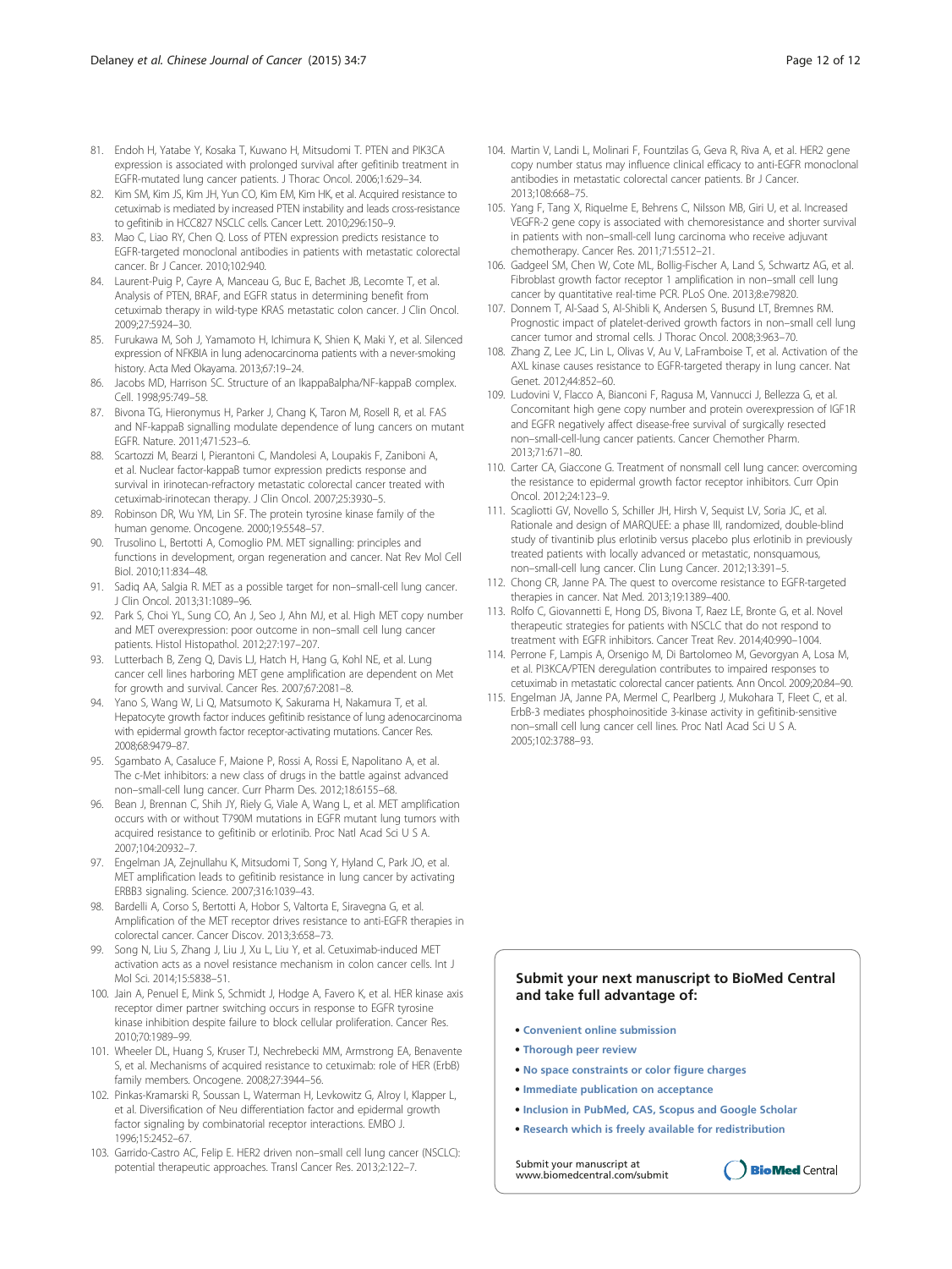81. Endoh H, Yatabe Y, Kosaka T, Kuwano H, Mitsudomi T. PTEN and PIK3CA expression is associated with prolonged survival after gefitinib treatment in EGFR-mutated lung cancer patients. J Thorac Oncol. 2006;1:629–34.
82. Kim SM, Kim JS, Kim JH, Yun CO, Kim EM, Kim HK, et al. Acquired resistance to cetuximab is mediated by increased PTEN instability and leads cross-resistance to gefitinib in HCC827 NSCLC cells. Cancer Lett. 2010;296:150–9.
83. Mao C, Liao RY, Chen Q. Loss of PTEN expression predicts resistance to EGFR-targeted monoclonal antibodies in patients with metastatic colorectal cancer. Br J Cancer. 2010;102:940.
84. Laurent-Puig P, Cayre A, Manceau G, Buc E, Bachet JB, Lecomte T, et al. Analysis of PTEN, BRAF, and EGFR status in determining benefit from cetuximab therapy in wild-type KRAS metastatic colon cancer. J Clin Oncol. 2009;27:5924–30.
85. Furukawa M, Soh J, Yamamoto H, Ichimura K, Shien K, Maki Y, et al. Silenced expression of NFKBIA in lung adenocarcinoma patients with a never-smoking history. Acta Med Okayama. 2013;67:19–24.
86. Jacobs MD, Harrison SC. Structure of an IkappaBalpha/NF-kappaB complex. Cell. 1998;95:749–58.
87. Bivona TG, Hieronymus H, Parker J, Chang K, Taron M, Rosell R, et al. FAS and NF-kappaB signalling modulate dependence of lung cancers on mutant EGFR. Nature. 2011;471:523–6.
88. Scartozzi M, Bearzi I, Pierantoni C, Mandolesi A, Loupakis F, Zaniboni A, et al. Nuclear factor-kappaB tumor expression predicts response and survival in irinotecan-refractory metastatic colorectal cancer treated with cetuximab-irinotecan therapy. J Clin Oncol. 2007;25:3930–5.
89. Robinson DR, Wu YM, Lin SF. The protein tyrosine kinase family of the human genome. Oncogene. 2000;19:5548–57.
90. Trusolino L, Bertotti A, Comoglio PM. MET signalling: principles and functions in development, organ regeneration and cancer. Nat Rev Mol Cell Biol. 2010;11:834–48.
91. Sadiq AA, Salgia R. MET as a possible target for non–small-cell lung cancer. J Clin Oncol. 2013;31:1089–96.
92. Park S, Choi YL, Sung CO, An J, Seo J, Ahn MJ, et al. High MET copy number and MET overexpression: poor outcome in non–small cell lung cancer patients. Histol Histopathol. 2012;27:197–207.
93. Lutterbach B, Zeng Q, Davis LJ, Hatch H, Hang G, Kohl NE, et al. Lung cancer cell lines harboring MET gene amplification are dependent on Met for growth and survival. Cancer Res. 2007;67:2081–8.
94. Yano S, Wang W, Li Q, Matsumoto K, Sakurama H, Nakamura T, et al. Hepatocyte growth factor induces gefitinib resistance of lung adenocarcinoma with epidermal growth factor receptor-activating mutations. Cancer Res. 2008;68:9479–87.
95. Sgambato A, Casaluce F, Maione P, Rossi A, Rossi E, Napolitano A, et al. The c-Met inhibitors: a new class of drugs in the battle against advanced non–small-cell lung cancer. Curr Pharm Des. 2012;18:6155–68.
96. Bean J, Brennan C, Shih JY, Riely G, Viale A, Wang L, et al. MET amplification occurs with or without T790M mutations in EGFR mutant lung tumors with acquired resistance to gefitinib or erlotinib. Proc Natl Acad Sci U S A. 2007;104:20932–7.
97. Engelman JA, Zejnullahu K, Mitsudomi T, Song Y, Hyland C, Park JO, et al. MET amplification leads to gefitinib resistance in lung cancer by activating ERBB3 signaling. Science. 2007;316:1039–43.
98. Bardelli A, Corso S, Bertotti A, Hobor S, Valtorta E, Siravegna G, et al. Amplification of the MET receptor drives resistance to anti-EGFR therapies in colorectal cancer. Cancer Discov. 2013;3:658–73.
99. Song N, Liu S, Zhang J, Liu J, Xu L, Liu Y, et al. Cetuximab-induced MET activation acts as a novel resistance mechanism in colon cancer cells. Int J Mol Sci. 2014;15:5838–51.
100. Jain A, Penuel E, Mink S, Schmidt J, Hodge A, Favero K, et al. HER kinase axis receptor dimer partner switching occurs in response to EGFR tyrosine kinase inhibition despite failure to block cellular proliferation. Cancer Res. 2010;70:1989–99.
101. Wheeler DL, Huang S, Kruser TJ, Nechrebecki MM, Armstrong EA, Benavente S, et al. Mechanisms of acquired resistance to cetuximab: role of HER (ErbB) family members. Oncogene. 2008;27:3944–56.
102. Pinkas-Kramarski R, Soussan L, Waterman H, Levkowitz G, Alroy I, Klapper L, et al. Diversification of Neu differentiation factor and epidermal growth factor signaling by combinatorial receptor interactions. EMBO J. 1996;15:2452–67.
103. Garrido-Castro AC, Felip E. HER2 driven non–small cell lung cancer (NSCLC): potential therapeutic approaches. Transl Cancer Res. 2013;2:122–7.
104. Martin V, Landi L, Molinari F, Fountzilas G, Geva R, Riva A, et al. HER2 gene copy number status may influence clinical efficacy to anti-EGFR monoclonal antibodies in metastatic colorectal cancer patients. Br J Cancer. 2013;108:668–75.
105. Yang F, Tang X, Riquelme E, Behrens C, Nilsson MB, Giri U, et al. Increased VEGFR-2 gene copy is associated with chemoresistance and shorter survival in patients with non–small-cell lung carcinoma who receive adjuvant chemotherapy. Cancer Res. 2011;71:5512–21.
106. Gadgeel SM, Chen W, Cote ML, Bollig-Fischer A, Land S, Schwartz AG, et al. Fibroblast growth factor receptor 1 amplification in non–small cell lung cancer by quantitative real-time PCR. PLoS One. 2013;8:e79820.
107. Donnem T, Al-Saad S, Al-Shibli K, Andersen S, Busund LT, Bremnes RM. Prognostic impact of platelet-derived growth factors in non–small cell lung cancer tumor and stromal cells. J Thorac Oncol. 2008;3:963–70.
108. Zhang Z, Lee JC, Lin L, Olivas V, Au V, LaFramboise T, et al. Activation of the AXL kinase causes resistance to EGFR-targeted therapy in lung cancer. Nat Genet. 2012;44:852–60.
109. Ludovini V, Flacco A, Bianconi F, Ragusa M, Vannucci J, Bellezza G, et al. Concomitant high gene copy number and protein overexpression of IGF1R and EGFR negatively affect disease-free survival of surgically resected non–small-cell-lung cancer patients. Cancer Chemother Pharm. 2013;71:671–80.
110. Carter CA, Giaccone G. Treatment of nonsmall cell lung cancer: overcoming the resistance to epidermal growth factor receptor inhibitors. Curr Opin Oncol. 2012;24:123–9.
111. Scagliotti GV, Novello S, Schiller JH, Hirsh V, Sequist LV, Soria JC, et al. Rationale and design of MARQUEE: a phase III, randomized, double-blind study of tivantinib plus erlotinib versus placebo plus erlotinib in previously treated patients with locally advanced or metastatic, nonsquamous, non–small-cell lung cancer. Clin Lung Cancer. 2012;13:391–5.
112. Chong CR, Janne PA. The quest to overcome resistance to EGFR-targeted therapies in cancer. Nat Med. 2013;19:1389–400.
113. Rolfo C, Giovannetti E, Hong DS, Bivona T, Raez LE, Bronte G, et al. Novel therapeutic strategies for patients with NSCLC that do not respond to treatment with EGFR inhibitors. Cancer Treat Rev. 2014;40:990–1004.
114. Perrone F, Lampis A, Orsenigo M, Di Bartolomeo M, Gevorgyan A, Losa M, et al. PI3KCA/PTEN deregulation contributes to impaired responses to cetuximab in metastatic colorectal cancer patients. Ann Oncol. 2009;20:84–90.
115. Engelman JA, Janne PA, Mermel C, Pearlberg J, Mukohara T, Fleet C, et al. ErbB-3 mediates phosphoinositide 3-kinase activity in gefitinib-sensitive non–small cell lung cancer cell lines. Proc Natl Acad Sci U S A. 2005;102:3788–93.

**Submit your next manuscript to BioMed Central and take full advantage of:**

- **Convenient online submission**
- **Thorough peer review**
- **No space constraints or color figure charges**
- **Immediate publication on acceptance**
- **Inclusion in PubMed, CAS, Scopus and Google Scholar**
- **Research which is freely available for redistribution**

Submit your manuscript at
www.biomedcentral.com/submit

BioMed Central